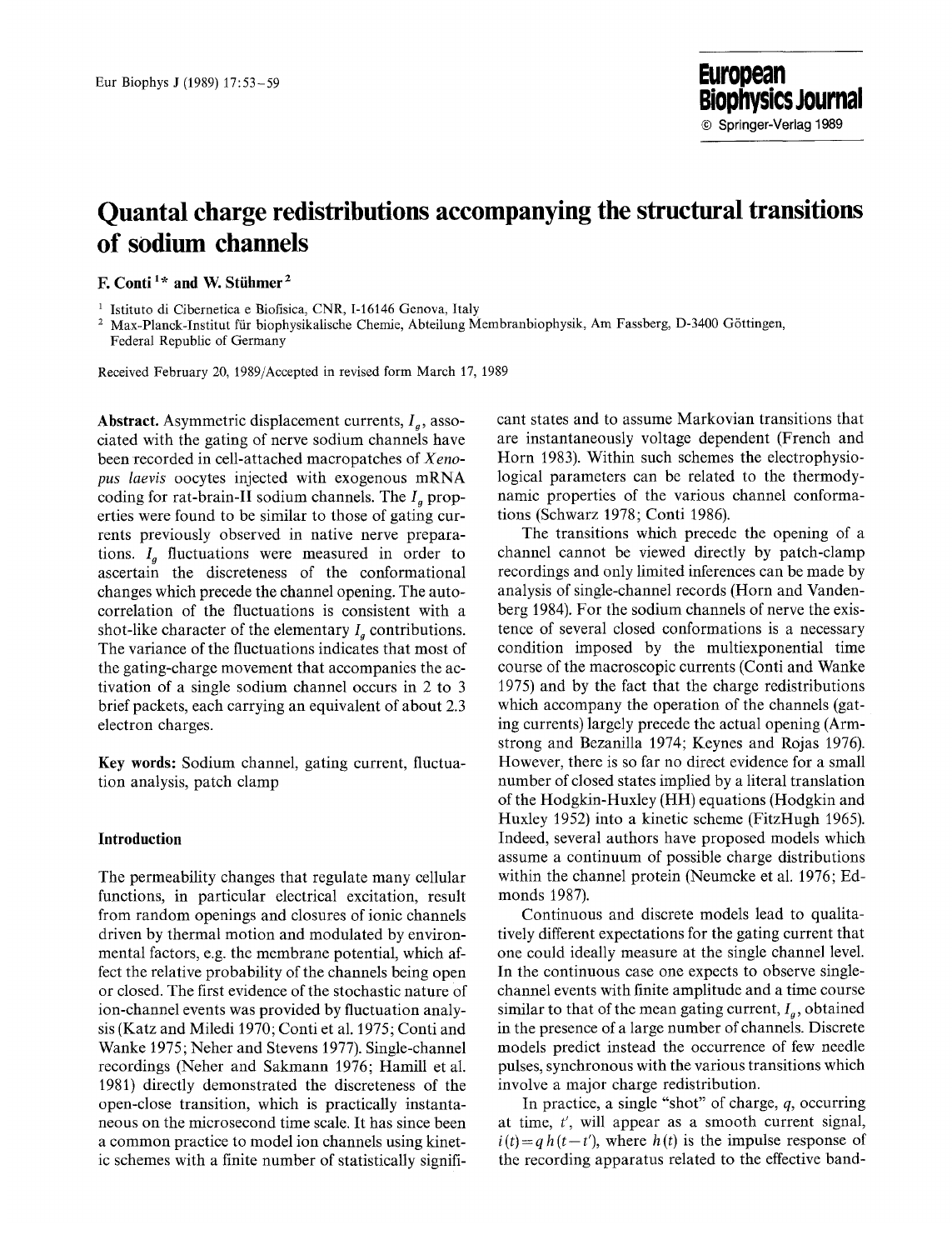# Quantal charge redistributions accompanying the structural transitions of sodium channels

**F. Conti[1]* and W. Stühmer[2]**

[1] Istituto di Cibernetica e Biofisica, CNR, I-16146 Genova, Italy

[2] Max-Planck-Institut für biophysikalische Chemie, Abteilung Membranbiophysik, Am Fassberg, D-3400 Göttingen, Federal Republic of Germany

Received February 20, 1989/Accepted in revised form March 17, 1989

**Abstract.** Asymmetric displacement currents, $I_g$, associated with the gating of nerve sodium channels have been recorded in cell-attached macropatches of *Xenopus laevis* oocytes injected with exogenous mRNA coding for rat-brain-II sodium channels. The $I_g$ properties were found to be similar to those of gating currents previously observed in native nerve preparations. $I_g$ fluctuations were measured in order to ascertain the discreteness of the conformational changes which precede the channel opening. The autocorrelation of the fluctuations is consistent with a shot-like character of the elementary $I_g$ contributions. The variance of the fluctuations indicates that most of the gating-charge movement that accompanies the activation of a single sodium channel occurs in 2 to 3 brief packets, each carrying an equivalent of about 2.3 electron charges.

**Key words:** Sodium channel, gating current, fluctuation analysis, patch clamp

## Introduction

The permeability changes that regulate many cellular functions, in particular electrical excitation, result from random openings and closures of ionic channels driven by thermal motion and modulated by environmental factors, e.g. the membrane potential, which affect the relative probability of the channels being open or closed. The first evidence of the stochastic nature of ion-channel events was provided by fluctuation analysis (Katz and Miledi 1970; Conti et al. 1975; Conti and Wanke 1975; Neher and Stevens 1977). Single-channel recordings (Neher and Sakmann 1976; Hamill et al. 1981) directly demonstrated the discreteness of the open-close transition, which is practically instantaneous on the microsecond time scale. It has since been a common practice to model ion channels using kinetic schemes with a finite number of statistically significant states and to assume Markovian transitions that are instantaneously voltage dependent (French and Horn 1983). Within such schemes the electrophysiological parameters can be related to the thermodynamic properties of the various channel conformations (Schwarz 1978; Conti 1986).

The transitions which precede the opening of a channel cannot be viewed directly by patch-clamp recordings and only limited inferences can be made by analysis of single-channel records (Horn and Vandenberg 1984). For the sodium channels of nerve the existence of several closed conformations is a necessary condition imposed by the multiexponential time course of the macroscopic currents (Conti and Wanke 1975) and by the fact that the charge redistributions which accompany the operation of the channels (gating currents) largely precede the actual opening (Armstrong and Bezanilla 1974; Keynes and Rojas 1976). However, there is so far no direct evidence for a small number of closed states implied by a literal translation of the Hodgkin-Huxley (HH) equations (Hodgkin and Huxley 1952) into a kinetic scheme (FitzHugh 1965). Indeed, several authors have proposed models which assume a continuum of possible charge distributions within the channel protein (Neumcke et al. 1976; Edmonds 1987).

Continuous and discrete models lead to qualitatively different expectations for the gating current that one could ideally measure at the single channel level. In the continuous case one expects to observe single-channel events with finite amplitude and a time course similar to that of the mean gating current, $I_g$, obtained in the presence of a large number of channels. Discrete models predict instead the occurrence of few needle pulses, synchronous with the various transitions which involve a major charge redistribution.

In practice, a single "shot" of charge, $q$, occurring at time, $t'$, will appear as a smooth current signal, $i(t) = q\,h(t-t')$, where $h(t)$ is the impulse response of the recording apparatus related to the effective band-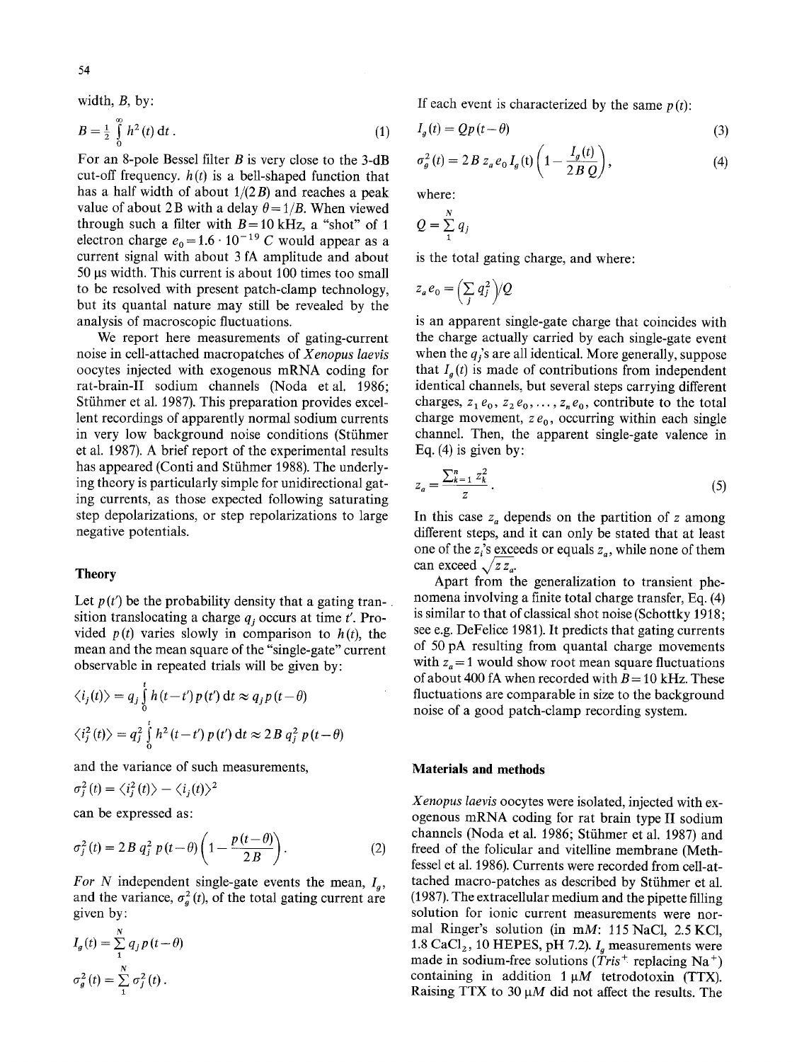width, $B$, by:

$$B = \tfrac{1}{2} \int_0^\infty h^2(t)\,dt\,. \tag{1}$$

For an 8-pole Bessel filter $B$ is very close to the 3-dB cut-off frequency. $h(t)$ is a bell-shaped function that has a half width of about $1/(2B)$ and reaches a peak value of about $2B$ with a delay $\theta = 1/B$. When viewed through such a filter with $B = 10$ kHz, a "shot" of 1 electron charge $e_0 = 1.6 \cdot 10^{-19}$ C would appear as a current signal with about 3 fA amplitude and about 50 µs width. This current is about 100 times too small to be resolved with present patch-clamp technology, but its quantal nature may still be revealed by the analysis of macroscopic fluctuations.

We report here measurements of gating-current noise in cell-attached macropatches of *Xenopus laevis* oocytes injected with exogenous mRNA coding for rat-brain-II sodium channels (Noda et al. 1986; Stühmer et al. 1987). This preparation provides excellent recordings of apparently normal sodium currents in very low background noise conditions (Stühmer et al. 1987). A brief report of the experimental results has appeared (Conti and Stühmer 1988). The underlying theory is particularly simple for unidirectional gating currents, as those expected following saturating step depolarizations, or step repolarizations to large negative potentials.

## Theory

Let $p(t')$ be the probability density that a gating transition translocating a charge $q_j$ occurs at time $t'$. Provided $p(t)$ varies slowly in comparison to $h(t)$, the mean and the mean square of the "single-gate" current observable in repeated trials will be given by:

$$\langle i_j(t)\rangle = q_j \int_0^t h(t-t')\,p(t')\,dt \approx q_j\,p(t-\theta)$$

$$\langle i_j^2(t)\rangle = q_j^2 \int_0^t h^2(t-t')\,p(t')\,dt \approx 2B\,q_j^2\,p(t-\theta)$$

and the variance of such measurements,

$$\sigma_j^2(t) = \langle i_j^2(t)\rangle - \langle i_j(t)\rangle^2$$

can be expressed as:

$$\sigma_j^2(t) = 2B\,q_j^2\,p(t-\theta)\left(1 - \frac{p(t-\theta)}{2B}\right). \tag{2}$$

*For* $N$ independent single-gate events the mean, $I_g$, and the variance, $\sigma_g^2(t)$, of the total gating current are given by:

$$I_g(t) = \sum_1^N q_j\,p(t-\theta)$$

$$\sigma_g^2(t) = \sum_1^N \sigma_j^2(t)\,.$$

If each event is characterized by the same $p(t)$:

$$I_g(t) = Q\,p(t-\theta) \tag{3}$$

$$\sigma_g^2(t) = 2B\,z_a e_0\,I_g(t)\left(1 - \frac{I_g(t)}{2BQ}\right), \tag{4}$$

where:

$$Q = \sum_1^N q_j$$

is the total gating charge, and where:

$$z_a e_0 = \Big(\sum_j q_j^2\Big)\Big/Q$$

is an apparent single-gate charge that coincides with the charge actually carried by each single-gate event when the $q_j$'s are all identical. More generally, suppose that $I_g(t)$ is made of contributions from independent identical channels, but several steps carrying different charges, $z_1 e_0, z_2 e_0, \ldots, z_n e_0$, contribute to the total charge movement, $z e_0$, occurring within each single channel. Then, the apparent single-gate valence in Eq. (4) is given by:

$$z_a = \frac{\sum_{k=1}^n z_k^2}{z}\,. \tag{5}$$

In this case $z_a$ depends on the partition of $z$ among different steps, and it can only be stated that at least one of the $z_i$'s exceeds or equals $z_a$, while none of them can exceed $\sqrt{z\,z_a}$.

Apart from the generalization to transient phenomena involving a finite total charge transfer, Eq. (4) is similar to that of classical shot noise (Schottky 1918; see e.g. DeFelice 1981). It predicts that gating currents of 50 pA resulting from quantal charge movements with $z_a = 1$ would show root mean square fluctuations of about 400 fA when recorded with $B = 10$ kHz. These fluctuations are comparable in size to the background noise of a good patch-clamp recording system.

## Materials and methods

*Xenopus laevis* oocytes were isolated, injected with exogenous mRNA coding for rat brain type II sodium channels (Noda et al. 1986; Stühmer et al. 1987) and freed of the folicular and vitelline membrane (Methfessel et al. 1986). Currents were recorded from cell-attached macro-patches as described by Stühmer et al. (1987). The extracellular medium and the pipette filling solution for ionic current measurements were normal Ringer's solution (in m*M*: 115 NaCl, 2.5 KCl, 1.8 $CaCl_2$, 10 HEPES, pH 7.2). $I_g$ measurements were made in sodium-free solutions (*Tris*$^+$ replacing $Na^+$) containing in addition 1 µ*M* tetrodotoxin (TTX). Raising TTX to 30 µ*M* did not affect the results. The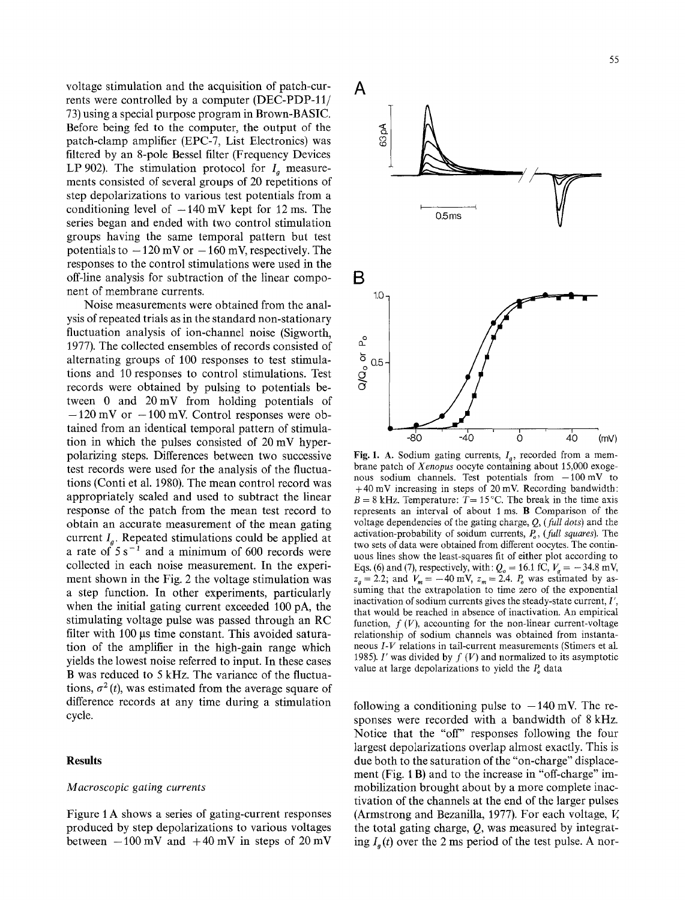voltage stimulation and the acquisition of patch-currents were controlled by a computer (DEC-PDP-11/73) using a special purpose program in Brown-BASIC. Before being fed to the computer, the output of the patch-clamp amplifier (EPC-7, List Electronics) was filtered by an 8-pole Bessel filter (Frequency Devices LP 902). The stimulation protocol for $I_g$ measurements consisted of several groups of 20 repetitions of step depolarizations to various test potentials from a conditioning level of $-140$ mV kept for 12 ms. The series began and ended with two control stimulation groups having the same temporal pattern but test potentials to $-120$ mV or $-160$ mV, respectively. The responses to the control stimulations were used in the off-line analysis for subtraction of the linear component of membrane currents.

Noise measurements were obtained from the analysis of repeated trials as in the standard non-stationary fluctuation analysis of ion-channel noise (Sigworth, 1977). The collected ensembles of records consisted of alternating groups of 100 responses to test stimulations and 10 responses to control stimulations. Test records were obtained by pulsing to potentials between 0 and 20 mV from holding potentials of $-120$ mV or $-100$ mV. Control responses were obtained from an identical temporal pattern of stimulation in which the pulses consisted of 20 mV hyperpolarizing steps. Differences between two successive test records were used for the analysis of the fluctuations (Conti et al. 1980). The mean control record was appropriately scaled and used to subtract the linear response of the patch from the mean test record to obtain an accurate measurement of the mean gating current $I_g$. Repeated stimulations could be applied at a rate of $5\ \mathrm{s}^{-1}$ and a minimum of 600 records were collected in each noise measurement. In the experiment shown in the Fig. 2 the voltage stimulation was a step function. In other experiments, particularly when the initial gating current exceeded 100 pA, the stimulating voltage pulse was passed through an RC filter with 100 µs time constant. This avoided saturation of the amplifier in the high-gain range which yields the lowest noise referred to input. In these cases B was reduced to 5 kHz. The variance of the fluctuations, $\sigma^2(t)$, was estimated from the average square of difference records at any time during a stimulation cycle.

## Results

### Macroscopic gating currents

Figure 1 A shows a series of gating-current responses produced by step depolarizations to various voltages between $-100$ mV and $+40$ mV in steps of 20 mV following a conditioning pulse to $-140$ mV. The responses were recorded with a bandwidth of 8 kHz. Notice that the "off" responses following the four largest depolarizations overlap almost exactly. This is due both to the saturation of the "on-charge" displacement (Fig. 1 B) and to the increase in "off-charge" immobilization brought about by a more complete inactivation of the channels at the end of the larger pulses (Armstrong and Bezanilla, 1977). For each voltage, $V$, the total gating charge, $Q$, was measured by integrating $I_g(t)$ over the 2 ms period of the test pulse. A nor-

**Fig. 1.** **A.** Sodium gating currents, $I_g$, recorded from a membrane patch of *Xenopus* oocyte containing about 15,000 exogenous sodium channels. Test potentials from $-100$ mV to $+40$ mV increasing in steps of 20 mV. Recording bandwidth: $B = 8$ kHz. Temperature: $T = 15\,^{\circ}$C. The break in the time axis represents an interval of about 1 ms. **B** Comparison of the voltage dependencies of the gating charge, $Q$, (*full dots*) and the activation-probability of soidum currents, $P_o$, (*full squares*). The two sets of data were obtained from different oocytes. The continuous lines show the least-squares fit of either plot according to Eqs. (6) and (7), respectively, with: $Q_o = 16.1$ fC, $V_q = -34.8$ mV, $z_g = 2.2$; and $V_m = -40$ mV, $z_m = 2.4$. $P_o$ was estimated by assuming that the extrapolation to time zero of the exponential inactivation of sodium currents gives the steady-state current, $I'$, that would be reached in absence of inactivation. An empirical function, $f(V)$, accounting for the non-linear current-voltage relationship of sodium channels was obtained from instantaneous $I$-$V$ relations in tail-current measurements (Stimers et al. 1985). $I'$ was divided by $f(V)$ and normalized to its asymptotic value at large depolarizations to yield the $P_o$ data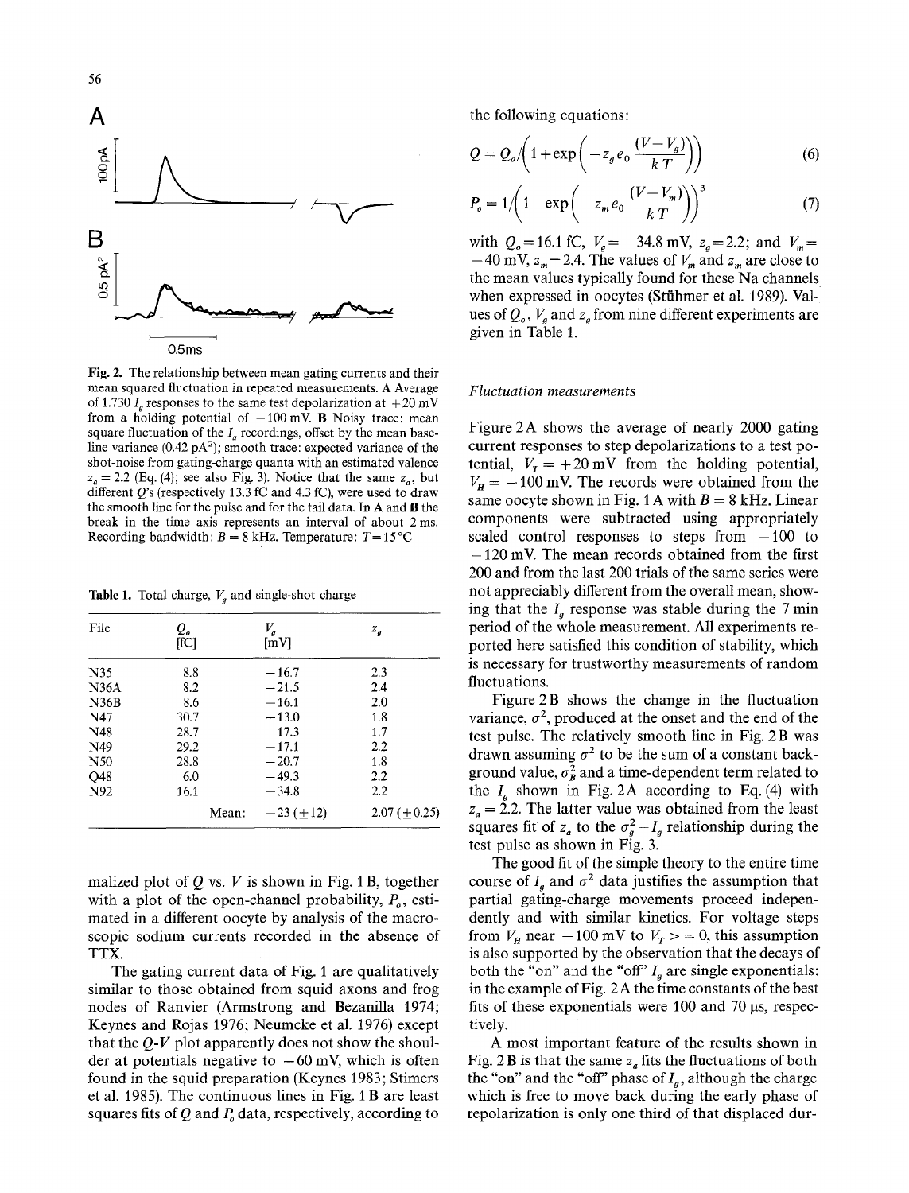**Fig. 2.** The relationship between mean gating currents and their mean squared fluctuation in repeated measurements. **A** Average of 1.730 $I_g$ responses to the same test depolarization at +20 mV from a holding potential of −100 mV. **B** Noisy trace: mean square fluctuation of the $I_g$ recordings, offset by the mean baseline variance (0.42 $pA^2$); smooth trace: expected variance of the shot-noise from gating-charge quanta with an estimated valence $z_a = 2.2$ (Eq. (4); see also Fig. 3). Notice that the same $z_a$, but different $Q$'s (respectively 13.3 fC and 4.3 fC), were used to draw the smooth line for the pulse and for the tail data. In **A** and **B** the break in the time axis represents an interval of about 2 ms. Recording bandwidth: $B$ = 8 kHz. Temperature: $T$ = 15 °C

**Table 1.** Total charge, $V_g$ and single-shot charge

| File | $Q_o$ [fC] | $V_g$ [mV] | $z_g$ |
|---|---|---|---|
| N35 | 8.8 | −16.7 | 2.3 |
| N36A | 8.2 | −21.5 | 2.4 |
| N36B | 8.6 | −16.1 | 2.0 |
| N47 | 30.7 | −13.0 | 1.8 |
| N48 | 28.7 | −17.3 | 1.7 |
| N49 | 29.2 | −17.1 | 2.2 |
| N50 | 28.8 | −20.7 | 1.8 |
| Q48 | 6.0 | −49.3 | 2.2 |
| N92 | 16.1 | −34.8 | 2.2 |
| | Mean: | −23 (±12) | 2.07 (±0.25) |

malized plot of $Q$ vs. $V$ is shown in Fig. 1B, together with a plot of the open-channel probability, $P_o$, estimated in a different oocyte by analysis of the macroscopic sodium currents recorded in the absence of TTX.

The gating current data of Fig. 1 are qualitatively similar to those obtained from squid axons and frog nodes of Ranvier (Armstrong and Bezanilla 1974; Keynes and Rojas 1976; Neumcke et al. 1976) except that the $Q$-$V$ plot apparently does not show the shoulder at potentials negative to −60 mV, which is often found in the squid preparation (Keynes 1983; Stimers et al. 1985). The continuous lines in Fig. 1B are least squares fits of $Q$ and $P_o$ data, respectively, according to the following equations:

$$Q = Q_o / \left(1 + \exp\left(-z_g e_0 \frac{(V - V_g)}{kT}\right)\right) \tag{6}$$

$$P_o = 1 / \left(1 + \exp\left(-z_m e_0 \frac{(V - V_m)}{kT}\right)\right)^3 \tag{7}$$

with $Q_o$ = 16.1 fC, $V_g$ = −34.8 mV, $z_g$ = 2.2; and $V_m$ = −40 mV, $z_m$ = 2.4. The values of $V_m$ and $z_m$ are close to the mean values typically found for these Na channels when expressed in oocytes (Stühmer et al. 1989). Values of $Q_o$, $V_g$ and $z_g$ from nine different experiments are given in Table 1.

### *Fluctuation measurements*

Figure 2A shows the average of nearly 2000 gating current responses to step depolarizations to a test potential, $V_T$ = +20 mV from the holding potential, $V_H$ = −100 mV. The records were obtained from the same oocyte shown in Fig. 1A with $B$ = 8 kHz. Linear components were subtracted using appropriately scaled control responses to steps from −100 to −120 mV. The mean records obtained from the first 200 and from the last 200 trials of the same series were not appreciably different from the overall mean, showing that the $I_g$ response was stable during the 7 min period of the whole measurement. All experiments reported here satisfied this condition of stability, which is necessary for trustworthy measurements of random fluctuations.

Figure 2B shows the change in the fluctuation variance, $\sigma^2$, produced at the onset and the end of the test pulse. The relatively smooth line in Fig. 2B was drawn assuming $\sigma^2$ to be the sum of a constant background value, $\sigma_B^2$ and a time-dependent term related to the $I_g$ shown in Fig. 2A according to Eq. (4) with $z_a$ = 2.2. The latter value was obtained from the least squares fit of $z_a$ to the $\sigma_g^2 - I_g$ relationship during the test pulse as shown in Fig. 3.

The good fit of the simple theory to the entire time course of $I_g$ and $\sigma^2$ data justifies the assumption that partial gating-charge movements proceed independently and with similar kinetics. For voltage steps from $V_H$ near −100 mV to $V_T >= 0$, this assumption is also supported by the observation that the decays of both the "on" and the "off" $I_g$ are single exponentials: in the example of Fig. 2A the time constants of the best fits of these exponentials were 100 and 70 µs, respectively.

A most important feature of the results shown in Fig. 2B is that the same $z_a$ fits the fluctuations of both the "on" and the "off" phase of $I_g$, although the charge which is free to move back during the early phase of repolarization is only one third of that displaced dur-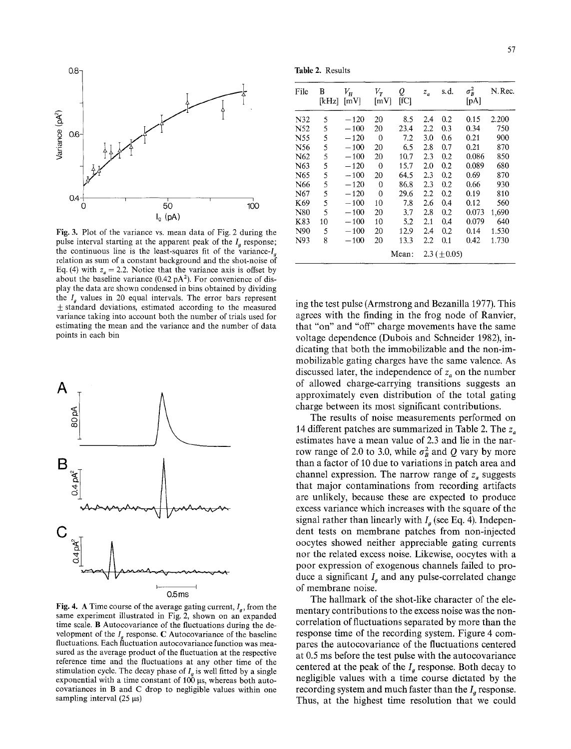Fig. 3. Plot of the variance vs. mean data of Fig. 2 during the pulse interval starting at the apparent peak of the $I_g$ response; the continuous line is the least-squares fit of the variance-$I_g$ relation as sum of a constant background and the shot-noise of Eq. (4) with $z_a = 2.2$. Notice that the variance axis is offset by about the baseline variance (0.42 $pA^2$). For convenience of display the data are shown condensed in bins obtained by dividing the $I_g$ values in 20 equal intervals. The error bars represent ± standard deviations, estimated according to the measured variance taking into account both the number of trials used for estimating the mean and the variance and the number of data points in each bin

Fig. 4. A Time course of the average gating current, $I_g$, from the same experiment illustrated in Fig. 2, shown on an expanded time scale. B Autocovariance of the fluctuations during the development of the $I_g$ response. C Autocovariance of the baseline fluctuations. Each fluctuation autocovariance function was measured as the average product of the fluctuation at the respective reference time and the fluctuations at any other time of the stimulation cycle. The decay phase of $I_g$ is well fitted by a single exponential with a time constant of 100 μs, whereas both autocovariances in B and C drop to negligible values within one sampling interval (25 μs)

**Table 2.** Results

| File | B [kHz] | $V_H$ [mV] | $V_T$ [mV] | $Q$ [fC] | $z_a$ | s.d. | $\sigma_B^2$ [pA] | N.Rec. |
|---|---|---|---|---|---|---|---|---|
| N32 | 5 | −120 | 20 | 8.5 | 2.4 | 0.2 | 0.15 | 2.200 |
| N52 | 5 | −100 | 20 | 23.4 | 2.2 | 0.3 | 0.34 | 750 |
| N55 | 5 | −120 | 0 | 7.2 | 3.0 | 0.6 | 0.21 | 900 |
| N56 | 5 | −100 | 20 | 6.5 | 2.8 | 0.7 | 0.21 | 870 |
| N62 | 5 | −100 | 20 | 10.7 | 2.3 | 0.2 | 0.086 | 850 |
| N63 | 5 | −120 | 0 | 15.7 | 2.0 | 0.2 | 0.089 | 680 |
| N65 | 5 | −100 | 20 | 64.5 | 2.3 | 0.2 | 0.69 | 870 |
| N66 | 5 | −120 | 0 | 86.8 | 2.3 | 0.2 | 0.66 | 930 |
| N67 | 5 | −120 | 0 | 29.6 | 2.2 | 0.2 | 0.19 | 810 |
| K69 | 5 | −100 | 10 | 7.8 | 2.6 | 0.4 | 0.12 | 560 |
| N80 | 5 | −100 | 20 | 3.7 | 2.8 | 0.2 | 0.073 | 1,690 |
| K83 | 10 | −100 | 10 | 5.2 | 2.1 | 0.4 | 0.079 | 640 |
| N90 | 5 | −100 | 20 | 12.9 | 2.4 | 0.2 | 0.14 | 1.530 |
| N93 | 8 | −100 | 20 | 13.3 | 2.2 | 0.1 | 0.42 | 1.730 |
| | | | | Mean: | 2.3 (±0.05) | | | |

ing the test pulse (Armstrong and Bezanilla 1977). This agrees with the finding in the frog node of Ranvier, that "on" and "off" charge movements have the same voltage dependence (Dubois and Schneider 1982), indicating that both the immobilizable and the non-immobilizable gating charges have the same valence. As discussed later, the independence of $z_a$ on the number of allowed charge-carrying transitions suggests an approximately even distribution of the total gating charge between its most significant contributions.

The results of noise measurements performed on 14 different patches are summarized in Table 2. The $z_a$ estimates have a mean value of 2.3 and lie in the narrow range of 2.0 to 3.0, while $\sigma_B^2$ and $Q$ vary by more than a factor of 10 due to variations in patch area and channel expression. The narrow range of $z_a$ suggests that major contaminations from recording artifacts are unlikely, because these are expected to produce excess variance which increases with the square of the signal rather than linearly with $I_g$ (see Eq. 4). Independent tests on membrane patches from non-injected oocytes showed neither appreciable gating currents nor the related excess noise. Likewise, oocytes with a poor expression of exogenous channels failed to produce a significant $I_g$ and any pulse-correlated change of membrane noise.

The hallmark of the shot-like character of the elementary contributions to the excess noise was the non-correlation of fluctuations separated by more than the response time of the recording system. Figure 4 compares the autocovariance of the fluctuations centered at 0.5 ms before the test pulse with the autocovariance centered at the peak of the $I_g$ response. Both decay to negligible values with a time course dictated by the recording system and much faster than the $I_g$ response. Thus, at the highest time resolution that we could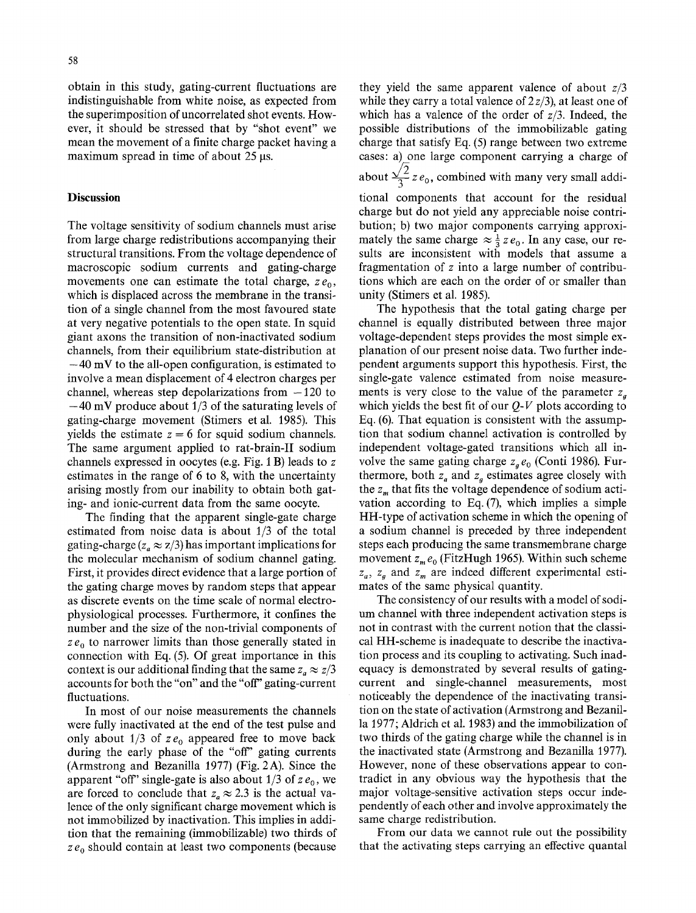obtain in this study, gating-current fluctuations are indistinguishable from white noise, as expected from the superimposition of uncorrelated shot events. However, it should be stressed that by "shot event" we mean the movement of a finite charge packet having a maximum spread in time of about 25 µs.

## Discussion

The voltage sensitivity of sodium channels must arise from large charge redistributions accompanying their structural transitions. From the voltage dependence of macroscopic sodium currents and gating-charge movements one can estimate the total charge, $z e_0$, which is displaced across the membrane in the transition of a single channel from the most favoured state at very negative potentials to the open state. In squid giant axons the transition of non-inactivated sodium channels, from their equilibrium state-distribution at $-40$ mV to the all-open configuration, is estimated to involve a mean displacement of 4 electron charges per channel, whereas step depolarizations from $-120$ to $-40$ mV produce about 1/3 of the saturating levels of gating-charge movement (Stimers et al. 1985). This yields the estimate $z = 6$ for squid sodium channels. The same argument applied to rat-brain-II sodium channels expressed in oocytes (e.g. Fig. 1B) leads to $z$ estimates in the range of 6 to 8, with the uncertainty arising mostly from our inability to obtain both gating- and ionic-current data from the same oocyte.

The finding that the apparent single-gate charge estimated from noise data is about 1/3 of the total gating-charge ($z_a \approx z/3$) has important implications for the molecular mechanism of sodium channel gating. First, it provides direct evidence that a large portion of the gating charge moves by random steps that appear as discrete events on the time scale of normal electrophysiological processes. Furthermore, it confines the number and the size of the non-trivial components of $z e_0$ to narrower limits than those generally stated in connection with Eq. (5). Of great importance in this context is our additional finding that the same $z_a \approx z/3$ accounts for both the "on" and the "off" gating-current fluctuations.

In most of our noise measurements the channels were fully inactivated at the end of the test pulse and only about 1/3 of $z e_0$ appeared free to move back during the early phase of the "off" gating currents (Armstrong and Bezanilla 1977) (Fig. 2A). Since the apparent "off" single-gate is also about 1/3 of $z e_0$, we are forced to conclude that $z_a \approx 2.3$ is the actual valence of the only significant charge movement which is not immobilized by inactivation. This implies in addition that the remaining (immobilizable) two thirds of $z e_0$ should contain at least two components (because they yield the same apparent valence of about $z/3$ while they carry a total valence of $2z/3$), at least one of which has a valence of the order of $z/3$. Indeed, the possible distributions of the immobilizable gating charge that satisfy Eq. (5) range between two extreme cases: a) one large component carrying a charge of about $\frac{\sqrt{2}}{3} z e_0$, combined with many very small additional components that account for the residual charge but do not yield any appreciable noise contribution; b) two major components carrying approximately the same charge $\approx \frac{1}{3} z e_0$. In any case, our results are inconsistent with models that assume a fragmentation of $z$ into a large number of contributions which are each on the order of or smaller than unity (Stimers et al. 1985).

The hypothesis that the total gating charge per channel is equally distributed between three major voltage-dependent steps provides the most simple explanation of our present noise data. Two further independent arguments support this hypothesis. First, the single-gate valence estimated from noise measurements is very close to the value of the parameter $z_g$ which yields the best fit of our $Q$-$V$ plots according to Eq. (6). That equation is consistent with the assumption that sodium channel activation is controlled by independent voltage-gated transitions which all involve the same gating charge $z_g e_0$ (Conti 1986). Furthermore, both $z_a$ and $z_g$ estimates agree closely with the $z_m$ that fits the voltage dependence of sodium activation according to Eq. (7), which implies a simple HH-type of activation scheme in which the opening of a sodium channel is preceded by three independent steps each producing the same transmembrane charge movement $z_m e_0$ (FitzHugh 1965). Within such scheme $z_a$, $z_g$ and $z_m$ are indeed different experimental estimates of the same physical quantity.

The consistency of our results with a model of sodium channel with three independent activation steps is not in contrast with the current notion that the classical HH-scheme is inadequate to describe the inactivation process and its coupling to activating. Such inadequacy is demonstrated by several results of gating-current and single-channel measurements, most noticeably the dependence of the inactivating transition on the state of activation (Armstrong and Bezanilla 1977; Aldrich et al. 1983) and the immobilization of two thirds of the gating charge while the channel is in the inactivated state (Armstrong and Bezanilla 1977). However, none of these observations appear to contradict in any obvious way the hypothesis that the major voltage-sensitive activation steps occur independently of each other and involve approximately the same charge redistribution.

From our data we cannot rule out the possibility that the activating steps carrying an effective quantal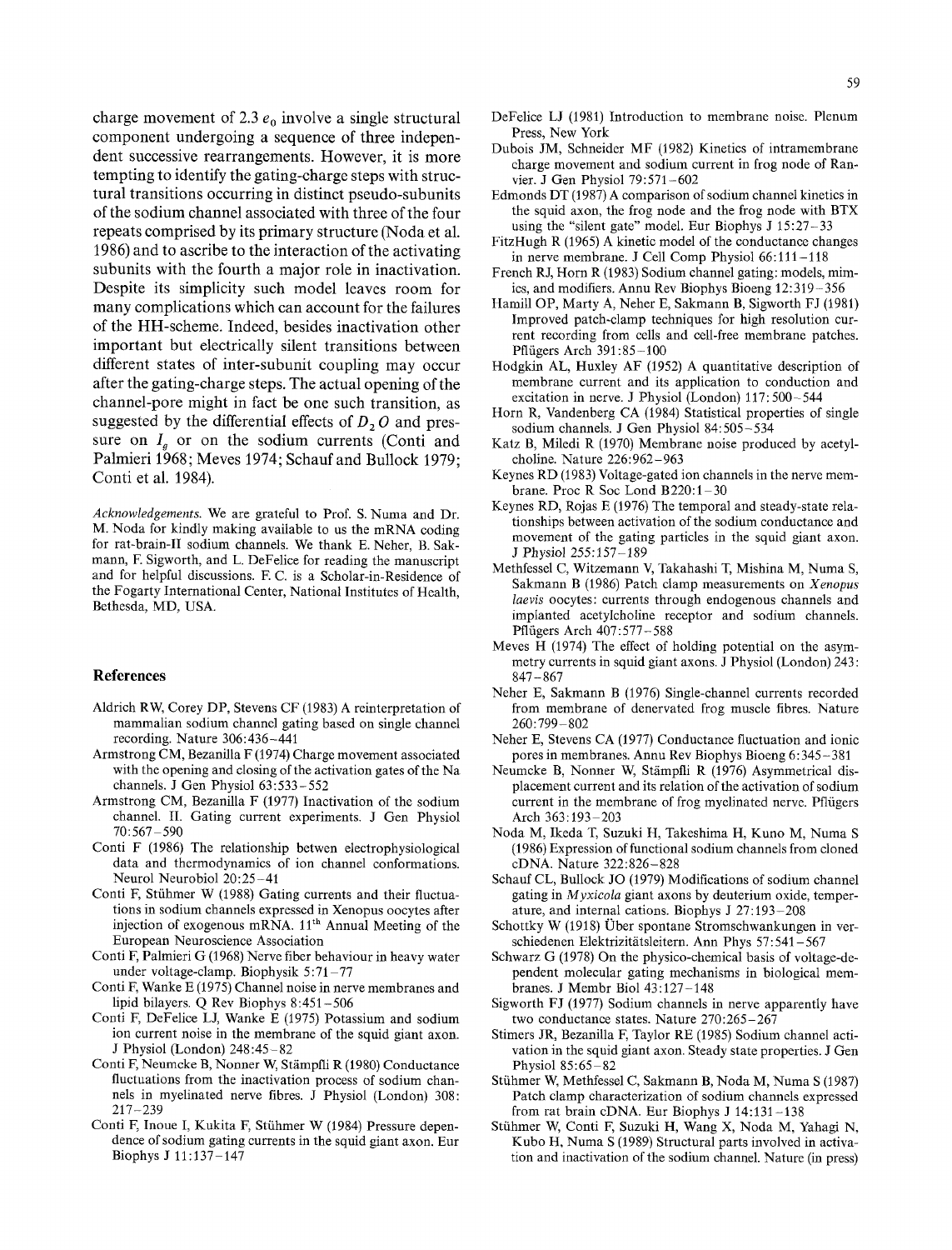charge movement of 2.3 $e_0$ involve a single structural component undergoing a sequence of three independent successive rearrangements. However, it is more tempting to identify the gating-charge steps with structural transitions occurring in distinct pseudo-subunits of the sodium channel associated with three of the four repeats comprised by its primary structure (Noda et al. 1986) and to ascribe to the interaction of the activating subunits with the fourth a major role in inactivation. Despite its simplicity such model leaves room for many complications which can account for the failures of the HH-scheme. Indeed, besides inactivation other important but electrically silent transitions between different states of inter-subunit coupling may occur after the gating-charge steps. The actual opening of the channel-pore might in fact be one such transition, as suggested by the differential effects of $D_2O$ and pressure on $I_g$ or on the sodium currents (Conti and Palmieri 1968; Meves 1974; Schauf and Bullock 1979; Conti et al. 1984).

*Acknowledgements.* We are grateful to Prof. S. Numa and Dr. M. Noda for kindly making available to us the mRNA coding for rat-brain-II sodium channels. We thank E. Neher, B. Sakmann, F. Sigworth, and L. DeFelice for reading the manuscript and for helpful discussions. F. C. is a Scholar-in-Residence of the Fogarty International Center, National Institutes of Health, Bethesda, MD, USA.

## References

Aldrich RW, Corey DP, Stevens CF (1983) A reinterpretation of mammalian sodium channel gating based on single channel recording. Nature 306:436–441

Armstrong CM, Bezanilla F (1974) Charge movement associated with the opening and closing of the activation gates of the Na channels. J Gen Physiol 63:533–552

Armstrong CM, Bezanilla F (1977) Inactivation of the sodium channel. II. Gating current experiments. J Gen Physiol 70:567–590

Conti F (1986) The relationship betwen electrophysiological data and thermodynamics of ion channel conformations. Neurol Neurobiol 20:25–41

Conti F, Stühmer W (1988) Gating currents and their fluctuations in sodium channels expressed in Xenopus oocytes after injection of exogenous mRNA. 11th Annual Meeting of the European Neuroscience Association

Conti F, Palmieri G (1968) Nerve fiber behaviour in heavy water under voltage-clamp. Biophysik 5:71–77

Conti F, Wanke E (1975) Channel noise in nerve membranes and lipid bilayers. Q Rev Biophys 8:451–506

Conti F, DeFelice LJ, Wanke E (1975) Potassium and sodium ion current noise in the membrane of the squid giant axon. J Physiol (London) 248:45–82

Conti F, Neumcke B, Nonner W, Stämpfli R (1980) Conductance fluctuations from the inactivation process of sodium channels in myelinated nerve fibres. J Physiol (London) 308: 217–239

Conti F, Inoue I, Kukita F, Stühmer W (1984) Pressure dependence of sodium gating currents in the squid giant axon. Eur Biophys J 11:137–147

DeFelice LJ (1981) Introduction to membrane noise. Plenum Press, New York

Dubois JM, Schneider MF (1982) Kinetics of intramembrane charge movement and sodium current in frog node of Ranvier. J Gen Physiol 79:571–602

Edmonds DT (1987) A comparison of sodium channel kinetics in the squid axon, the frog node and the frog node with BTX using the "silent gate" model. Eur Biophys J 15:27–33

FitzHugh R (1965) A kinetic model of the conductance changes in nerve membrane. J Cell Comp Physiol 66:111–118

French RJ, Horn R (1983) Sodium channel gating: models, mimics, and modifiers. Annu Rev Biophys Bioeng 12:319–356

Hamill OP, Marty A, Neher E, Sakmann B, Sigworth FJ (1981) Improved patch-clamp techniques for high resolution current recording from cells and cell-free membrane patches. Pflügers Arch 391:85–100

Hodgkin AL, Huxley AF (1952) A quantitative description of membrane current and its application to conduction and excitation in nerve. J Physiol (London) 117:500–544

Horn R, Vandenberg CA (1984) Statistical properties of single sodium channels. J Gen Physiol 84:505–534

Katz B, Miledi R (1970) Membrane noise produced by acetylcholine. Nature 226:962–963

Keynes RD (1983) Voltage-gated ion channels in the nerve membrane. Proc R Soc Lond B220:1–30

Keynes RD, Rojas E (1976) The temporal and steady-state relationships between activation of the sodium conductance and movement of the gating particles in the squid giant axon. J Physiol 255:157–189

Methfessel C, Witzemann V, Takahashi T, Mishina M, Numa S, Sakmann B (1986) Patch clamp measurements on *Xenopus laevis* oocytes: currents through endogenous channels and implanted acetylcholine receptor and sodium channels. Pflügers Arch 407:577–588

Meves H (1974) The effect of holding potential on the asymmetry currents in squid giant axons. J Physiol (London) 243: 847–867

Neher E, Sakmann B (1976) Single-channel currents recorded from membrane of denervated frog muscle fibres. Nature 260:799–802

Neher E, Stevens CA (1977) Conductance fluctuation and ionic pores in membranes. Annu Rev Biophys Bioeng 6:345–381

Neumcke B, Nonner W, Stämpfli R (1976) Asymmetrical displacement current and its relation of the activation of sodium current in the membrane of frog myelinated nerve. Pflügers Arch 363:193–203

Noda M, Ikeda T, Suzuki H, Takeshima H, Kuno M, Numa S (1986) Expression of functional sodium channels from cloned cDNA. Nature 322:826–828

Schauf CL, Bullock JO (1979) Modifications of sodium channel gating in *Myxicola* giant axons by deuterium oxide, temperature, and internal cations. Biophys J 27:193–208

Schottky W (1918) Über spontane Stromschwankungen in verschiedenen Elektrizitätsleitern. Ann Phys 57:541–567

Schwarz G (1978) On the physico-chemical basis of voltage-dependent molecular gating mechanisms in biological membranes. J Membr Biol 43:127–148

Sigworth FJ (1977) Sodium channels in nerve apparently have two conductance states. Nature 270:265–267

Stimers JR, Bezanilla F, Taylor RE (1985) Sodium channel activation in the squid giant axon. Steady state properties. J Gen Physiol 85:65–82

Stühmer W, Methfessel C, Sakmann B, Noda M, Numa S (1987) Patch clamp characterization of sodium channels expressed from rat brain cDNA. Eur Biophys J 14:131–138

Stühmer W, Conti F, Suzuki H, Wang X, Noda M, Yahagi N, Kubo H, Numa S (1989) Structural parts involved in activation and inactivation of the sodium channel. Nature (in press)